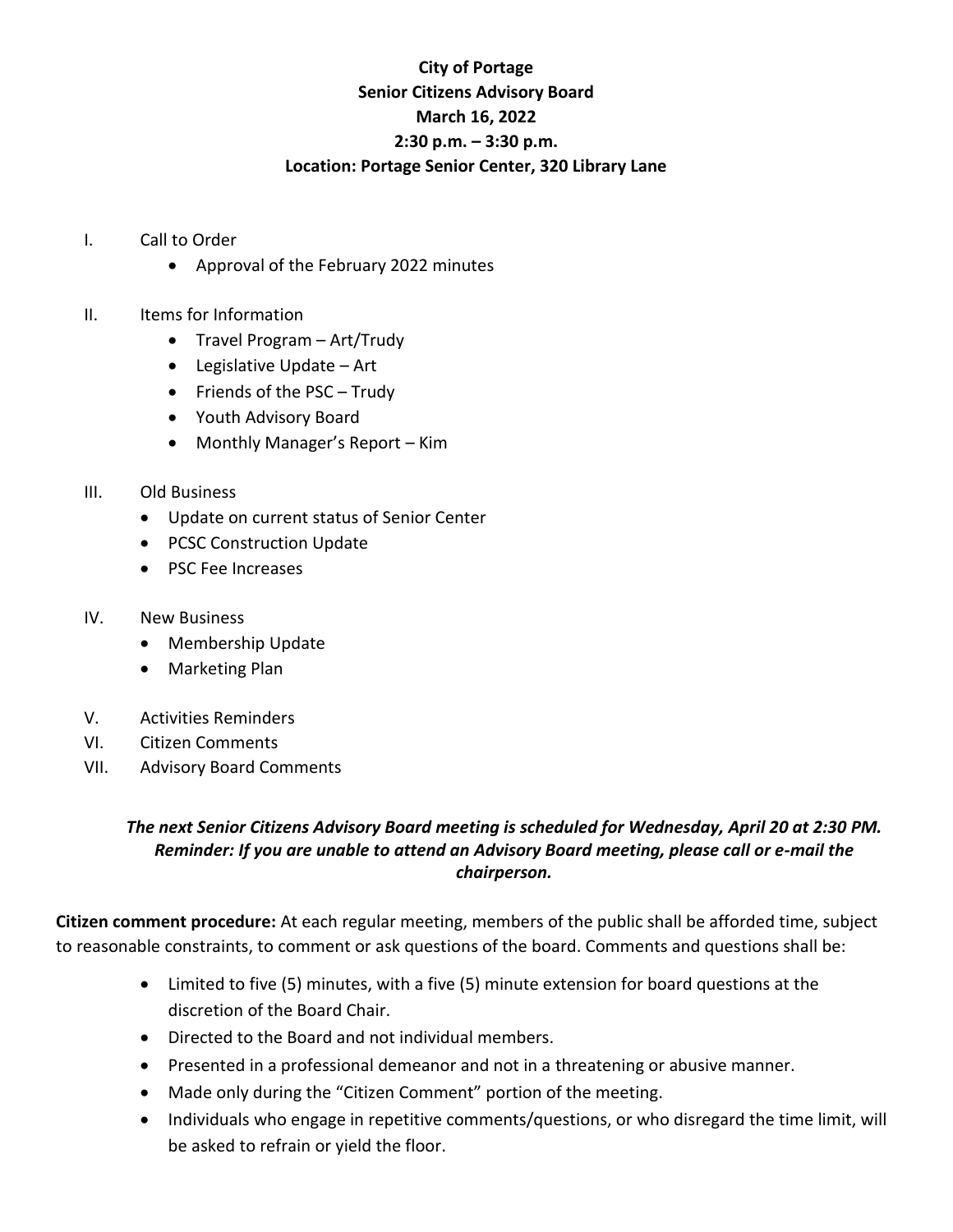**City of Portage**
**Senior Citizens Advisory Board**
**March 16, 2022**
**2:30 p.m. – 3:30 p.m.**
**Location: Portage Senior Center, 320 Library Lane**

I. Call to Order
- Approval of the February 2022 minutes

II. Items for Information
- Travel Program – Art/Trudy
- Legislative Update – Art
- Friends of the PSC – Trudy
- Youth Advisory Board
- Monthly Manager's Report – Kim

III. Old Business
- Update on current status of Senior Center
- PCSC Construction Update
- PSC Fee Increases

IV. New Business
- Membership Update
- Marketing Plan

V. Activities Reminders

VI. Citizen Comments

VII. Advisory Board Comments

***The next Senior Citizens Advisory Board meeting is scheduled for Wednesday, April 20 at 2:30 PM. Reminder: If you are unable to attend an Advisory Board meeting, please call or e-mail the chairperson.***

**Citizen comment procedure:** At each regular meeting, members of the public shall be afforded time, subject to reasonable constraints, to comment or ask questions of the board. Comments and questions shall be:

- Limited to five (5) minutes, with a five (5) minute extension for board questions at the discretion of the Board Chair.
- Directed to the Board and not individual members.
- Presented in a professional demeanor and not in a threatening or abusive manner.
- Made only during the "Citizen Comment" portion of the meeting.
- Individuals who engage in repetitive comments/questions, or who disregard the time limit, will be asked to refrain or yield the floor.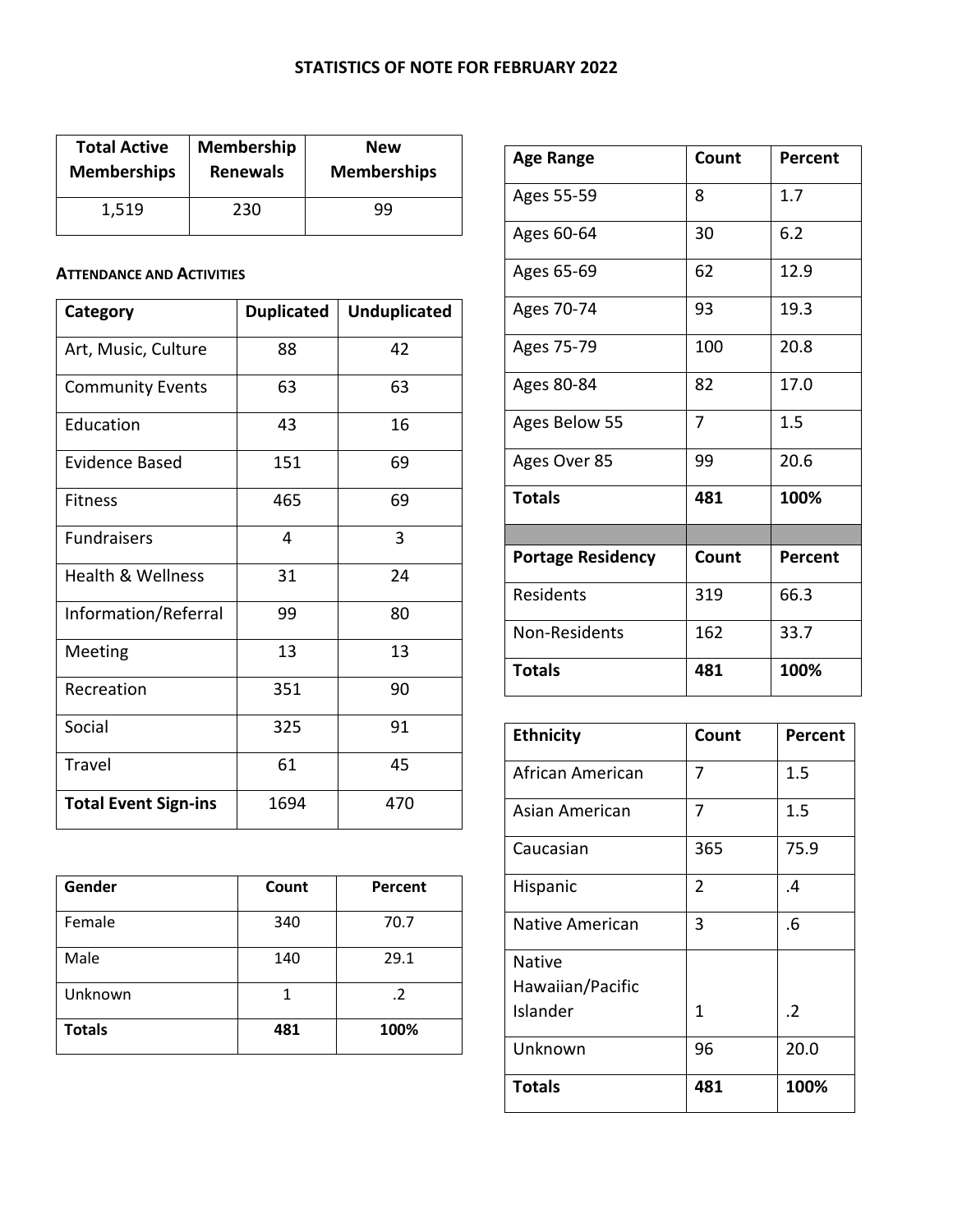## STATISTICS OF NOTE FOR FEBRUARY 2022

| Total Active Memberships | Membership Renewals | New Memberships |
|---|---|---|
| 1,519 | 230 | 99 |

**ATTENDANCE AND ACTIVITIES**

| Category | Duplicated | Unduplicated |
|---|---|---|
| Art, Music, Culture | 88 | 42 |
| Community Events | 63 | 63 |
| Education | 43 | 16 |
| Evidence Based | 151 | 69 |
| Fitness | 465 | 69 |
| Fundraisers | 4 | 3 |
| Health & Wellness | 31 | 24 |
| Information/Referral | 99 | 80 |
| Meeting | 13 | 13 |
| Recreation | 351 | 90 |
| Social | 325 | 91 |
| Travel | 61 | 45 |
| **Total Event Sign-ins** | 1694 | 470 |

| Gender | Count | Percent |
|---|---|---|
| Female | 340 | 70.7 |
| Male | 140 | 29.1 |
| Unknown | 1 | .2 |
| **Totals** | **481** | **100%** |

| Age Range | Count | Percent |
|---|---|---|
| Ages 55-59 | 8 | 1.7 |
| Ages 60-64 | 30 | 6.2 |
| Ages 65-69 | 62 | 12.9 |
| Ages 70-74 | 93 | 19.3 |
| Ages 75-79 | 100 | 20.8 |
| Ages 80-84 | 82 | 17.0 |
| Ages Below 55 | 7 | 1.5 |
| Ages Over 85 | 99 | 20.6 |
| **Totals** | **481** | **100%** |

| Portage Residency | Count | Percent |
|---|---|---|
| Residents | 319 | 66.3 |
| Non-Residents | 162 | 33.7 |
| **Totals** | **481** | **100%** |

| Ethnicity | Count | Percent |
|---|---|---|
| African American | 7 | 1.5 |
| Asian American | 7 | 1.5 |
| Caucasian | 365 | 75.9 |
| Hispanic | 2 | .4 |
| Native American | 3 | .6 |
| Native Hawaiian/Pacific Islander | 1 | .2 |
| Unknown | 96 | 20.0 |
| **Totals** | **481** | **100%** |